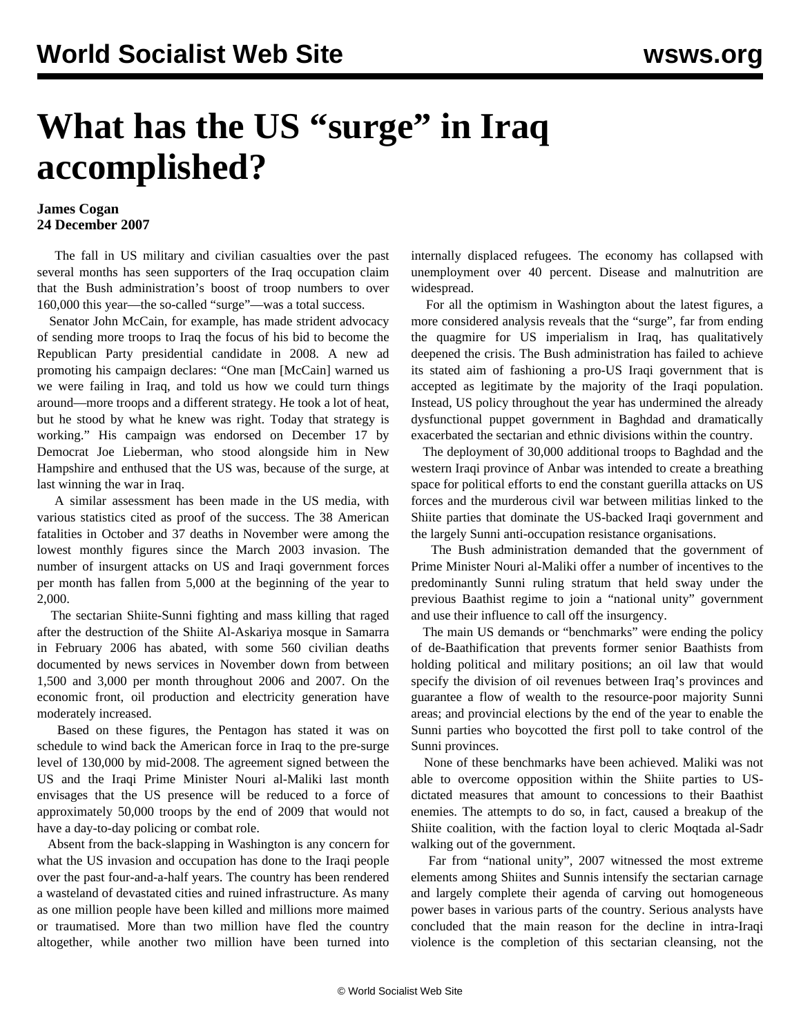# What has the US "surge" in Iraq accomplished?

**James Cogan**
**24 December 2007**

The fall in US military and civilian casualties over the past several months has seen supporters of the Iraq occupation claim that the Bush administration's boost of troop numbers to over 160,000 this year—the so-called "surge"—was a total success.

Senator John McCain, for example, has made strident advocacy of sending more troops to Iraq the focus of his bid to become the Republican Party presidential candidate in 2008. A new ad promoting his campaign declares: "One man [McCain] warned us we were failing in Iraq, and told us how we could turn things around—more troops and a different strategy. He took a lot of heat, but he stood by what he knew was right. Today that strategy is working." His campaign was endorsed on December 17 by Democrat Joe Lieberman, who stood alongside him in New Hampshire and enthused that the US was, because of the surge, at last winning the war in Iraq.

A similar assessment has been made in the US media, with various statistics cited as proof of the success. The 38 American fatalities in October and 37 deaths in November were among the lowest monthly figures since the March 2003 invasion. The number of insurgent attacks on US and Iraqi government forces per month has fallen from 5,000 at the beginning of the year to 2,000.

The sectarian Shiite-Sunni fighting and mass killing that raged after the destruction of the Shiite Al-Askariya mosque in Samarra in February 2006 has abated, with some 560 civilian deaths documented by news services in November down from between 1,500 and 3,000 per month throughout 2006 and 2007. On the economic front, oil production and electricity generation have moderately increased.

Based on these figures, the Pentagon has stated it was on schedule to wind back the American force in Iraq to the pre-surge level of 130,000 by mid-2008. The agreement signed between the US and the Iraqi Prime Minister Nouri al-Maliki last month envisages that the US presence will be reduced to a force of approximately 50,000 troops by the end of 2009 that would not have a day-to-day policing or combat role.

Absent from the back-slapping in Washington is any concern for what the US invasion and occupation has done to the Iraqi people over the past four-and-a-half years. The country has been rendered a wasteland of devastated cities and ruined infrastructure. As many as one million people have been killed and millions more maimed or traumatised. More than two million have fled the country altogether, while another two million have been turned into internally displaced refugees. The economy has collapsed with unemployment over 40 percent. Disease and malnutrition are widespread.

For all the optimism in Washington about the latest figures, a more considered analysis reveals that the "surge", far from ending the quagmire for US imperialism in Iraq, has qualitatively deepened the crisis. The Bush administration has failed to achieve its stated aim of fashioning a pro-US Iraqi government that is accepted as legitimate by the majority of the Iraqi population. Instead, US policy throughout the year has undermined the already dysfunctional puppet government in Baghdad and dramatically exacerbated the sectarian and ethnic divisions within the country.

The deployment of 30,000 additional troops to Baghdad and the western Iraqi province of Anbar was intended to create a breathing space for political efforts to end the constant guerilla attacks on US forces and the murderous civil war between militias linked to the Shiite parties that dominate the US-backed Iraqi government and the largely Sunni anti-occupation resistance organisations.

The Bush administration demanded that the government of Prime Minister Nouri al-Maliki offer a number of incentives to the predominantly Sunni ruling stratum that held sway under the previous Baathist regime to join a "national unity" government and use their influence to call off the insurgency.

The main US demands or "benchmarks" were ending the policy of de-Baathification that prevents former senior Baathists from holding political and military positions; an oil law that would specify the division of oil revenues between Iraq's provinces and guarantee a flow of wealth to the resource-poor majority Sunni areas; and provincial elections by the end of the year to enable the Sunni parties who boycotted the first poll to take control of the Sunni provinces.

None of these benchmarks have been achieved. Maliki was not able to overcome opposition within the Shiite parties to US-dictated measures that amount to concessions to their Baathist enemies. The attempts to do so, in fact, caused a breakup of the Shiite coalition, with the faction loyal to cleric Moqtada al-Sadr walking out of the government.

Far from "national unity", 2007 witnessed the most extreme elements among Shiites and Sunnis intensify the sectarian carnage and largely complete their agenda of carving out homogeneous power bases in various parts of the country. Serious analysts have concluded that the main reason for the decline in intra-Iraqi violence is the completion of this sectarian cleansing, not the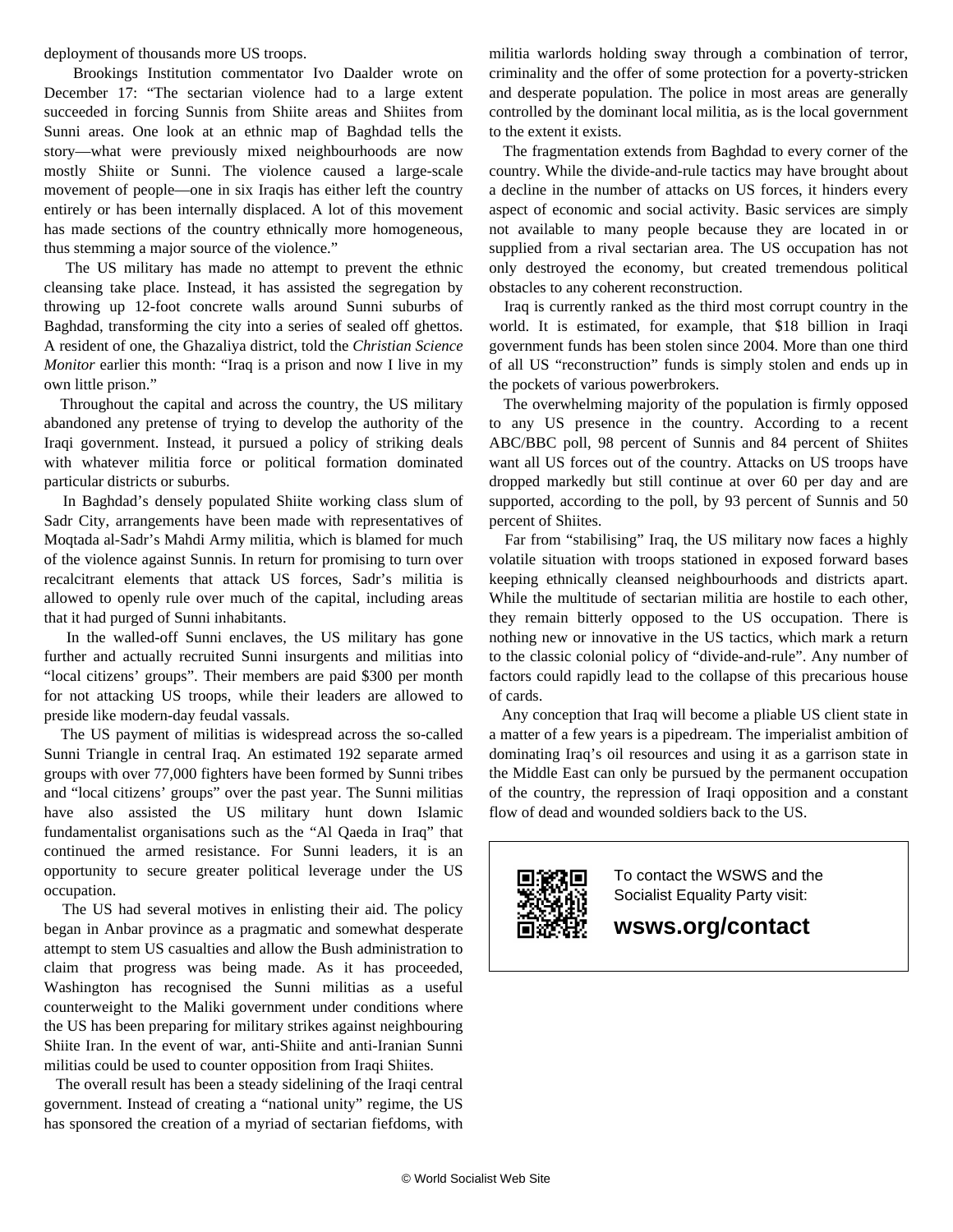deployment of thousands more US troops.

Brookings Institution commentator Ivo Daalder wrote on December 17: “The sectarian violence had to a large extent succeeded in forcing Sunnis from Shiite areas and Shiites from Sunni areas. One look at an ethnic map of Baghdad tells the story—what were previously mixed neighbourhoods are now mostly Shiite or Sunni. The violence caused a large-scale movement of people—one in six Iraqis has either left the country entirely or has been internally displaced. A lot of this movement has made sections of the country ethnically more homogeneous, thus stemming a major source of the violence.”

The US military has made no attempt to prevent the ethnic cleansing take place. Instead, it has assisted the segregation by throwing up 12-foot concrete walls around Sunni suburbs of Baghdad, transforming the city into a series of sealed off ghettos. A resident of one, the Ghazaliya district, told the *Christian Science Monitor* earlier this month: “Iraq is a prison and now I live in my own little prison.”

Throughout the capital and across the country, the US military abandoned any pretense of trying to develop the authority of the Iraqi government. Instead, it pursued a policy of striking deals with whatever militia force or political formation dominated particular districts or suburbs.

In Baghdad’s densely populated Shiite working class slum of Sadr City, arrangements have been made with representatives of Moqtada al-Sadr’s Mahdi Army militia, which is blamed for much of the violence against Sunnis. In return for promising to turn over recalcitrant elements that attack US forces, Sadr’s militia is allowed to openly rule over much of the capital, including areas that it had purged of Sunni inhabitants.

In the walled-off Sunni enclaves, the US military has gone further and actually recruited Sunni insurgents and militias into “local citizens’ groups”. Their members are paid $300 per month for not attacking US troops, while their leaders are allowed to preside like modern-day feudal vassals.

The US payment of militias is widespread across the so-called Sunni Triangle in central Iraq. An estimated 192 separate armed groups with over 77,000 fighters have been formed by Sunni tribes and “local citizens’ groups” over the past year. The Sunni militias have also assisted the US military hunt down Islamic fundamentalist organisations such as the “Al Qaeda in Iraq” that continued the armed resistance. For Sunni leaders, it is an opportunity to secure greater political leverage under the US occupation.

The US had several motives in enlisting their aid. The policy began in Anbar province as a pragmatic and somewhat desperate attempt to stem US casualties and allow the Bush administration to claim that progress was being made. As it has proceeded, Washington has recognised the Sunni militias as a useful counterweight to the Maliki government under conditions where the US has been preparing for military strikes against neighbouring Shiite Iran. In the event of war, anti-Shiite and anti-Iranian Sunni militias could be used to counter opposition from Iraqi Shiites.

The overall result has been a steady sidelining of the Iraqi central government. Instead of creating a “national unity” regime, the US has sponsored the creation of a myriad of sectarian fiefdoms, with militia warlords holding sway through a combination of terror, criminality and the offer of some protection for a poverty-stricken and desperate population. The police in most areas are generally controlled by the dominant local militia, as is the local government to the extent it exists.

The fragmentation extends from Baghdad to every corner of the country. While the divide-and-rule tactics may have brought about a decline in the number of attacks on US forces, it hinders every aspect of economic and social activity. Basic services are simply not available to many people because they are located in or supplied from a rival sectarian area. The US occupation has not only destroyed the economy, but created tremendous political obstacles to any coherent reconstruction.

Iraq is currently ranked as the third most corrupt country in the world. It is estimated, for example, that $18 billion in Iraqi government funds has been stolen since 2004. More than one third of all US “reconstruction” funds is simply stolen and ends up in the pockets of various powerbrokers.

The overwhelming majority of the population is firmly opposed to any US presence in the country. According to a recent ABC/BBC poll, 98 percent of Sunnis and 84 percent of Shiites want all US forces out of the country. Attacks on US troops have dropped markedly but still continue at over 60 per day and are supported, according to the poll, by 93 percent of Sunnis and 50 percent of Shiites.

Far from “stabilising” Iraq, the US military now faces a highly volatile situation with troops stationed in exposed forward bases keeping ethnically cleansed neighbourhoods and districts apart. While the multitude of sectarian militia are hostile to each other, they remain bitterly opposed to the US occupation. There is nothing new or innovative in the US tactics, which mark a return to the classic colonial policy of “divide-and-rule”. Any number of factors could rapidly lead to the collapse of this precarious house of cards.

Any conception that Iraq will become a pliable US client state in a matter of a few years is a pipedream. The imperialist ambition of dominating Iraq’s oil resources and using it as a garrison state in the Middle East can only be pursued by the permanent occupation of the country, the repression of Iraqi opposition and a constant flow of dead and wounded soldiers back to the US.

To contact the WSWS and the Socialist Equality Party visit:

**wsws.org/contact**